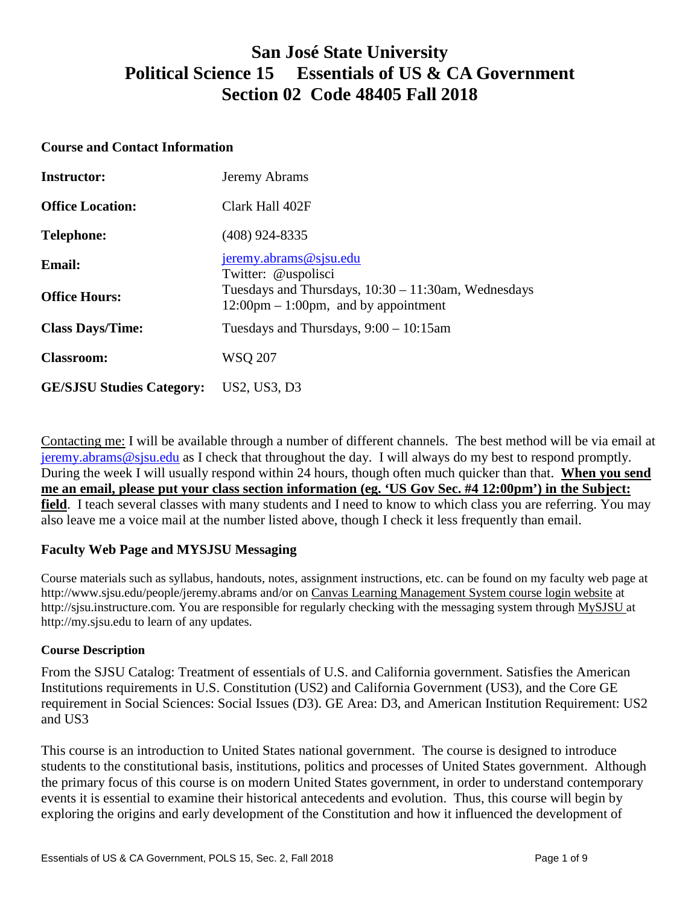# San José State University
# Political Science 15 Essentials of US & CA Government
# Section 02 Code 48405 Fall 2018

## Course and Contact Information

| | |
|---|---|
| **Instructor:** | Jeremy Abrams |
| **Office Location:** | Clark Hall 402F |
| **Telephone:** | (408) 924-8335 |
| **Email:** | jeremy.abrams@sjsu.edu<br>Twitter: @uspolisci |
| **Office Hours:** | Tuesdays and Thursdays, 10:30 – 11:30am, Wednesdays 12:00pm – 1:00pm, and by appointment |
| **Class Days/Time:** | Tuesdays and Thursdays, 9:00 – 10:15am |
| **Classroom:** | WSQ 207 |
| **GE/SJSU Studies Category:** | US2, US3, D3 |

Contacting me: I will be available through a number of different channels. The best method will be via email at jeremy.abrams@sjsu.edu as I check that throughout the day. I will always do my best to respond promptly. During the week I will usually respond within 24 hours, though often much quicker than that. **When you send me an email, please put your class section information (eg. 'US Gov Sec. #4 12:00pm') in the Subject: field**. I teach several classes with many students and I need to know to which class you are referring. You may also leave me a voice mail at the number listed above, though I check it less frequently than email.

## Faculty Web Page and MYSJSU Messaging

Course materials such as syllabus, handouts, notes, assignment instructions, etc. can be found on my faculty web page at http://www.sjsu.edu/people/jeremy.abrams and/or on Canvas Learning Management System course login website at http://sjsu.instructure.com. You are responsible for regularly checking with the messaging system through MySJSU at http://my.sjsu.edu to learn of any updates.

### Course Description

From the SJSU Catalog: Treatment of essentials of U.S. and California government. Satisfies the American Institutions requirements in U.S. Constitution (US2) and California Government (US3), and the Core GE requirement in Social Sciences: Social Issues (D3). GE Area: D3, and American Institution Requirement: US2 and US3

This course is an introduction to United States national government. The course is designed to introduce students to the constitutional basis, institutions, politics and processes of United States government. Although the primary focus of this course is on modern United States government, in order to understand contemporary events it is essential to examine their historical antecedents and evolution. Thus, this course will begin by exploring the origins and early development of the Constitution and how it influenced the development of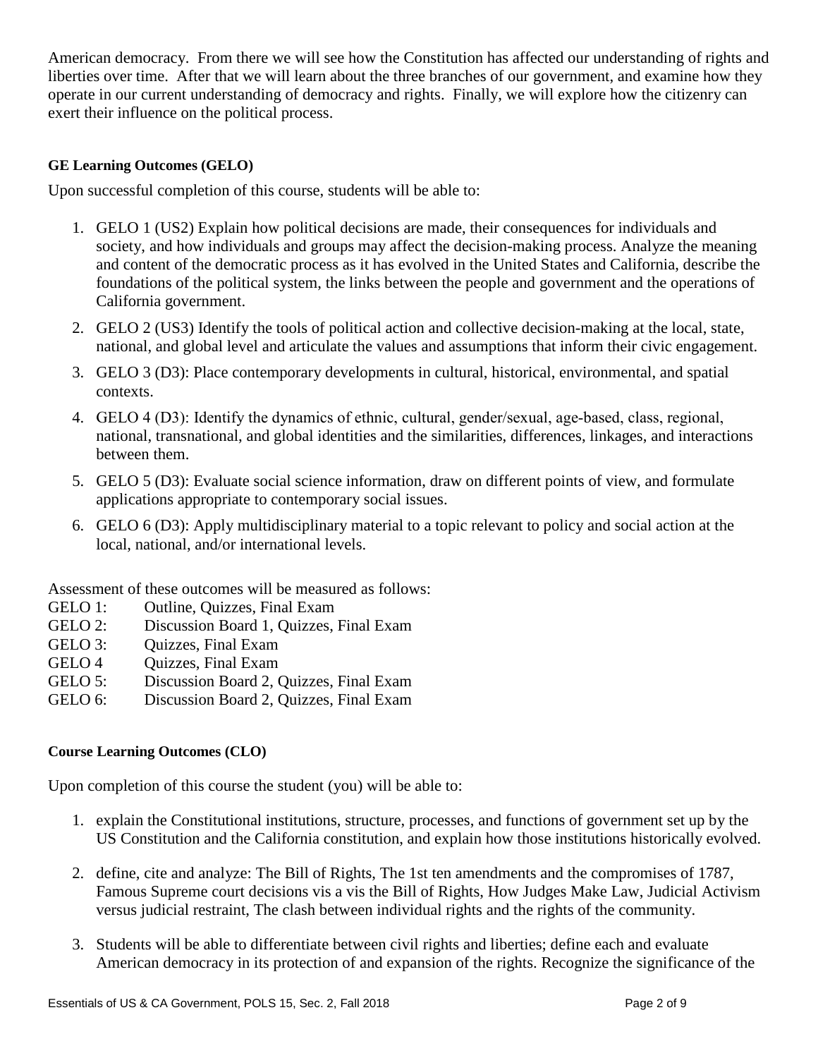American democracy. From there we will see how the Constitution has affected our understanding of rights and liberties over time. After that we will learn about the three branches of our government, and examine how they operate in our current understanding of democracy and rights. Finally, we will explore how the citizenry can exert their influence on the political process.

**GE Learning Outcomes (GELO)**

Upon successful completion of this course, students will be able to:

1. GELO 1 (US2) Explain how political decisions are made, their consequences for individuals and society, and how individuals and groups may affect the decision-making process. Analyze the meaning and content of the democratic process as it has evolved in the United States and California, describe the foundations of the political system, the links between the people and government and the operations of California government.
2. GELO 2 (US3) Identify the tools of political action and collective decision-making at the local, state, national, and global level and articulate the values and assumptions that inform their civic engagement.
3. GELO 3 (D3): Place contemporary developments in cultural, historical, environmental, and spatial contexts.
4. GELO 4 (D3): Identify the dynamics of ethnic, cultural, gender/sexual, age-based, class, regional, national, transnational, and global identities and the similarities, differences, linkages, and interactions between them.
5. GELO 5 (D3): Evaluate social science information, draw on different points of view, and formulate applications appropriate to contemporary social issues.
6. GELO 6 (D3): Apply multidisciplinary material to a topic relevant to policy and social action at the local, national, and/or international levels.

Assessment of these outcomes will be measured as follows:

GELO 1: Outline, Quizzes, Final Exam
GELO 2: Discussion Board 1, Quizzes, Final Exam
GELO 3: Quizzes, Final Exam
GELO 4 Quizzes, Final Exam
GELO 5: Discussion Board 2, Quizzes, Final Exam
GELO 6: Discussion Board 2, Quizzes, Final Exam

**Course Learning Outcomes (CLO)**

Upon completion of this course the student (you) will be able to:

1. explain the Constitutional institutions, structure, processes, and functions of government set up by the US Constitution and the California constitution, and explain how those institutions historically evolved.
2. define, cite and analyze: The Bill of Rights, The 1st ten amendments and the compromises of 1787, Famous Supreme court decisions vis a vis the Bill of Rights, How Judges Make Law, Judicial Activism versus judicial restraint, The clash between individual rights and the rights of the community.
3. Students will be able to differentiate between civil rights and liberties; define each and evaluate American democracy in its protection of and expansion of the rights. Recognize the significance of the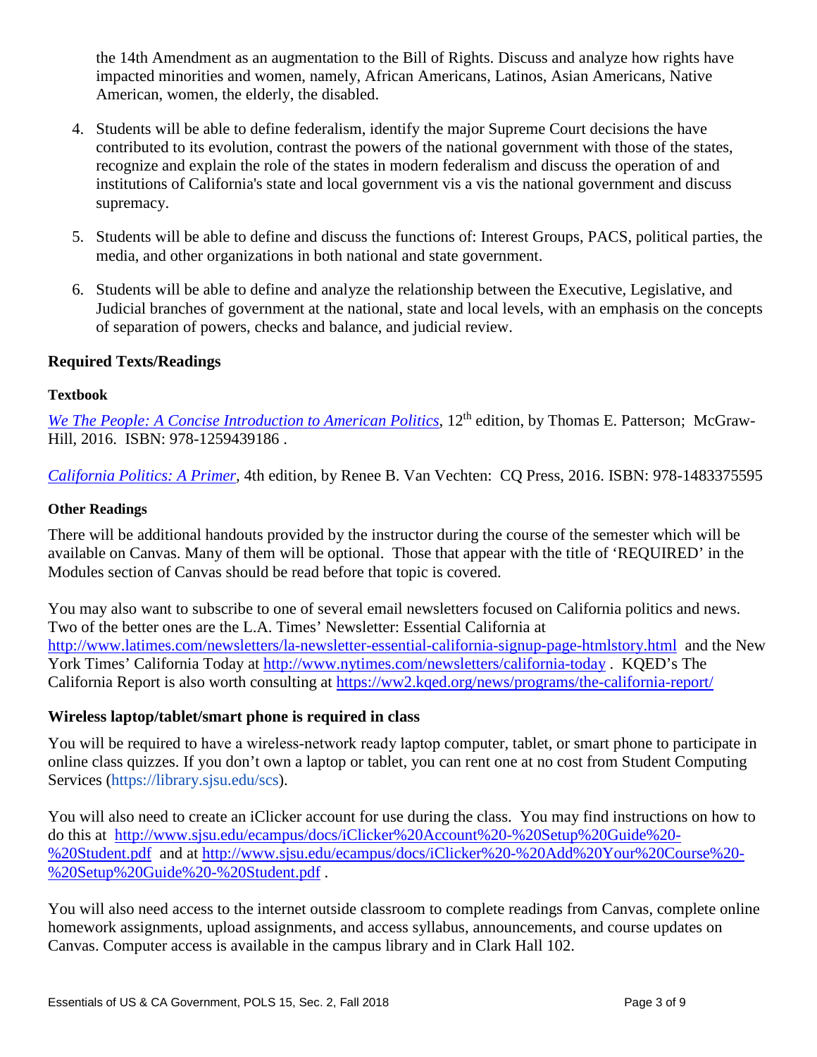the 14th Amendment as an augmentation to the Bill of Rights. Discuss and analyze how rights have impacted minorities and women, namely, African Americans, Latinos, Asian Americans, Native American, women, the elderly, the disabled.

4. Students will be able to define federalism, identify the major Supreme Court decisions the have contributed to its evolution, contrast the powers of the national government with those of the states, recognize and explain the role of the states in modern federalism and discuss the operation of and institutions of California's state and local government vis a vis the national government and discuss supremacy.

5. Students will be able to define and discuss the functions of: Interest Groups, PACS, political parties, the media, and other organizations in both national and state government.

6. Students will be able to define and analyze the relationship between the Executive, Legislative, and Judicial branches of government at the national, state and local levels, with an emphasis on the concepts of separation of powers, checks and balance, and judicial review.

## Required Texts/Readings

### Textbook

*We The People: A Concise Introduction to American Politics*, 12th edition, by Thomas E. Patterson; McGraw-Hill, 2016. ISBN: 978-1259439186 .

*California Politics: A Primer*, 4th edition, by Renee B. Van Vechten: CQ Press, 2016. ISBN: 978-1483375595

### Other Readings

There will be additional handouts provided by the instructor during the course of the semester which will be available on Canvas. Many of them will be optional. Those that appear with the title of 'REQUIRED' in the Modules section of Canvas should be read before that topic is covered.

You may also want to subscribe to one of several email newsletters focused on California politics and news. Two of the better ones are the L.A. Times' Newsletter: Essential California at http://www.latimes.com/newsletters/la-newsletter-essential-california-signup-page-htmlstory.html and the New York Times' California Today at http://www.nytimes.com/newsletters/california-today . KQED's The California Report is also worth consulting at https://ww2.kqed.org/news/programs/the-california-report/

## Wireless laptop/tablet/smart phone is required in class

You will be required to have a wireless-network ready laptop computer, tablet, or smart phone to participate in online class quizzes. If you don't own a laptop or tablet, you can rent one at no cost from Student Computing Services (https://library.sjsu.edu/scs).

You will also need to create an iClicker account for use during the class. You may find instructions on how to do this at http://www.sjsu.edu/ecampus/docs/iClicker%20Account%20-%20Setup%20Guide%20-%20Student.pdf and at http://www.sjsu.edu/ecampus/docs/iClicker%20-%20Add%20Your%20Course%20-%20Setup%20Guide%20-%20Student.pdf .

You will also need access to the internet outside classroom to complete readings from Canvas, complete online homework assignments, upload assignments, and access syllabus, announcements, and course updates on Canvas. Computer access is available in the campus library and in Clark Hall 102.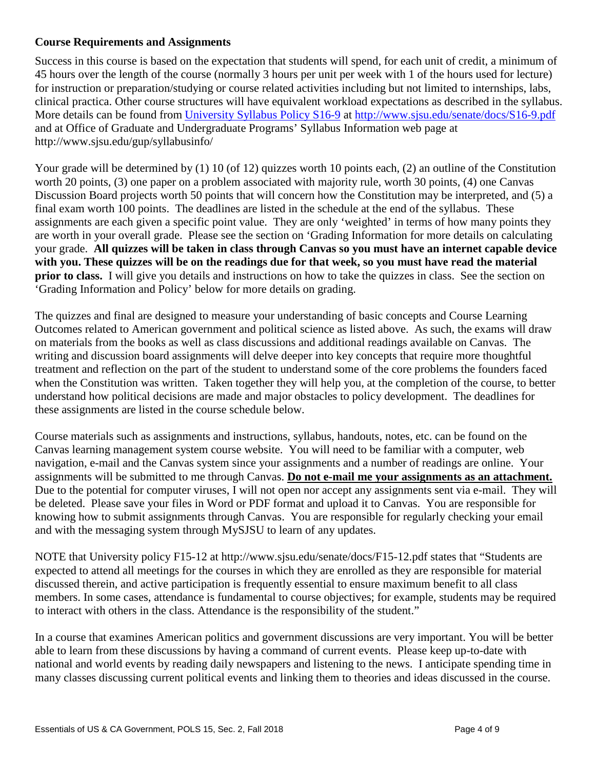### Course Requirements and Assignments

Success in this course is based on the expectation that students will spend, for each unit of credit, a minimum of 45 hours over the length of the course (normally 3 hours per unit per week with 1 of the hours used for lecture) for instruction or preparation/studying or course related activities including but not limited to internships, labs, clinical practica. Other course structures will have equivalent workload expectations as described in the syllabus. More details can be found from [University Syllabus Policy S16-9](http://www.sjsu.edu/senate/docs/S16-9.pdf) at [http://www.sjsu.edu/senate/docs/S16-9.pdf](http://www.sjsu.edu/senate/docs/S16-9.pdf) and at Office of Graduate and Undergraduate Programs' Syllabus Information web page at http://www.sjsu.edu/gup/syllabusinfo/

Your grade will be determined by (1) 10 (of 12) quizzes worth 10 points each, (2) an outline of the Constitution worth 20 points, (3) one paper on a problem associated with majority rule, worth 30 points, (4) one Canvas Discussion Board projects worth 50 points that will concern how the Constitution may be interpreted, and (5) a final exam worth 100 points. The deadlines are listed in the schedule at the end of the syllabus. These assignments are each given a specific point value. They are only 'weighted' in terms of how many points they are worth in your overall grade. Please see the section on 'Grading Information for more details on calculating your grade. **All quizzes will be taken in class through Canvas so you must have an internet capable device with you. These quizzes will be on the readings due for that week, so you must have read the material prior to class.** I will give you details and instructions on how to take the quizzes in class. See the section on 'Grading Information and Policy' below for more details on grading.

The quizzes and final are designed to measure your understanding of basic concepts and Course Learning Outcomes related to American government and political science as listed above. As such, the exams will draw on materials from the books as well as class discussions and additional readings available on Canvas. The writing and discussion board assignments will delve deeper into key concepts that require more thoughtful treatment and reflection on the part of the student to understand some of the core problems the founders faced when the Constitution was written. Taken together they will help you, at the completion of the course, to better understand how political decisions are made and major obstacles to policy development. The deadlines for these assignments are listed in the course schedule below.

Course materials such as assignments and instructions, syllabus, handouts, notes, etc. can be found on the Canvas learning management system course website. You will need to be familiar with a computer, web navigation, e-mail and the Canvas system since your assignments and a number of readings are online. Your assignments will be submitted to me through Canvas. **Do not e-mail me your assignments as an attachment.** Due to the potential for computer viruses, I will not open nor accept any assignments sent via e-mail. They will be deleted. Please save your files in Word or PDF format and upload it to Canvas. You are responsible for knowing how to submit assignments through Canvas. You are responsible for regularly checking your email and with the messaging system through MySJSU to learn of any updates.

NOTE that University policy F15-12 at http://www.sjsu.edu/senate/docs/F15-12.pdf states that "Students are expected to attend all meetings for the courses in which they are enrolled as they are responsible for material discussed therein, and active participation is frequently essential to ensure maximum benefit to all class members. In some cases, attendance is fundamental to course objectives; for example, students may be required to interact with others in the class. Attendance is the responsibility of the student."

In a course that examines American politics and government discussions are very important. You will be better able to learn from these discussions by having a command of current events. Please keep up-to-date with national and world events by reading daily newspapers and listening to the news. I anticipate spending time in many classes discussing current political events and linking them to theories and ideas discussed in the course.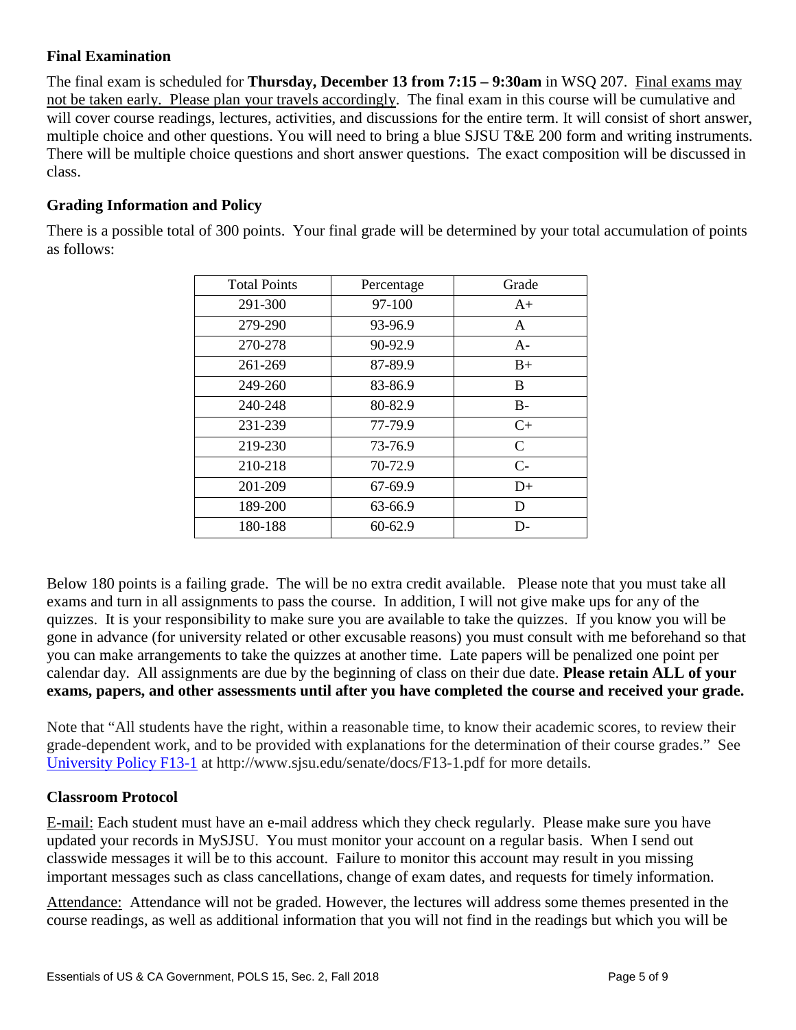### Final Examination

The final exam is scheduled for **Thursday, December 13 from 7:15 – 9:30am** in WSQ 207. Final exams may not be taken early. Please plan your travels accordingly. The final exam in this course will be cumulative and will cover course readings, lectures, activities, and discussions for the entire term. It will consist of short answer, multiple choice and other questions. You will need to bring a blue SJSU T&E 200 form and writing instruments. There will be multiple choice questions and short answer questions. The exact composition will be discussed in class.

### Grading Information and Policy

There is a possible total of 300 points. Your final grade will be determined by your total accumulation of points as follows:

| Total Points | Percentage | Grade |
|---|---|---|
| 291-300 | 97-100 | A+ |
| 279-290 | 93-96.9 | A |
| 270-278 | 90-92.9 | A- |
| 261-269 | 87-89.9 | B+ |
| 249-260 | 83-86.9 | B |
| 240-248 | 80-82.9 | B- |
| 231-239 | 77-79.9 | C+ |
| 219-230 | 73-76.9 | C |
| 210-218 | 70-72.9 | C- |
| 201-209 | 67-69.9 | D+ |
| 189-200 | 63-66.9 | D |
| 180-188 | 60-62.9 | D- |

Below 180 points is a failing grade. The will be no extra credit available. Please note that you must take all exams and turn in all assignments to pass the course. In addition, I will not give make ups for any of the quizzes. It is your responsibility to make sure you are available to take the quizzes. If you know you will be gone in advance (for university related or other excusable reasons) you must consult with me beforehand so that you can make arrangements to take the quizzes at another time. Late papers will be penalized one point per calendar day. All assignments are due by the beginning of class on their due date. **Please retain ALL of your exams, papers, and other assessments until after you have completed the course and received your grade.**

Note that "All students have the right, within a reasonable time, to know their academic scores, to review their grade-dependent work, and to be provided with explanations for the determination of their course grades." See University Policy F13-1 at http://www.sjsu.edu/senate/docs/F13-1.pdf for more details.

### Classroom Protocol

E-mail: Each student must have an e-mail address which they check regularly. Please make sure you have updated your records in MySJSU. You must monitor your account on a regular basis. When I send out classwide messages it will be to this account. Failure to monitor this account may result in you missing important messages such as class cancellations, change of exam dates, and requests for timely information.

Attendance: Attendance will not be graded. However, the lectures will address some themes presented in the course readings, as well as additional information that you will not find in the readings but which you will be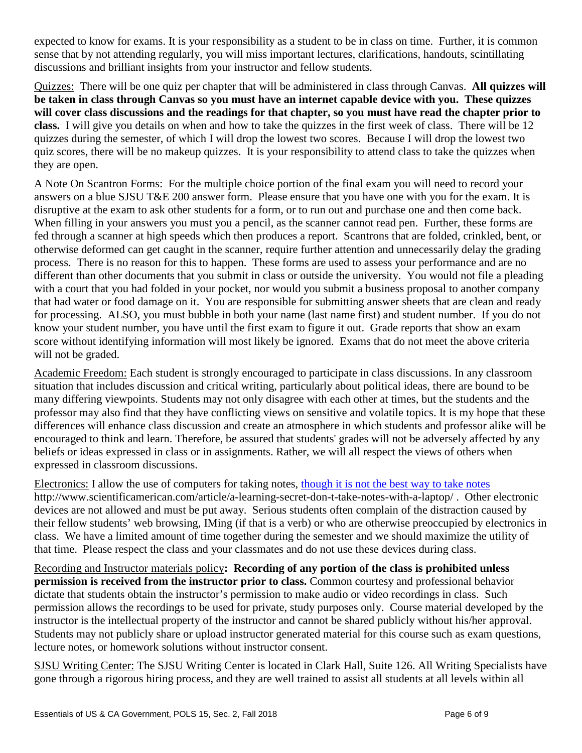expected to know for exams. It is your responsibility as a student to be in class on time. Further, it is common sense that by not attending regularly, you will miss important lectures, clarifications, handouts, scintillating discussions and brilliant insights from your instructor and fellow students.

Quizzes: There will be one quiz per chapter that will be administered in class through Canvas. **All quizzes will be taken in class through Canvas so you must have an internet capable device with you. These quizzes will cover class discussions and the readings for that chapter, so you must have read the chapter prior to class.** I will give you details on when and how to take the quizzes in the first week of class. There will be 12 quizzes during the semester, of which I will drop the lowest two scores. Because I will drop the lowest two quiz scores, there will be no makeup quizzes. It is your responsibility to attend class to take the quizzes when they are open.

A Note On Scantron Forms: For the multiple choice portion of the final exam you will need to record your answers on a blue SJSU T&E 200 answer form. Please ensure that you have one with you for the exam. It is disruptive at the exam to ask other students for a form, or to run out and purchase one and then come back. When filling in your answers you must you a pencil, as the scanner cannot read pen. Further, these forms are fed through a scanner at high speeds which then produces a report. Scantrons that are folded, crinkled, bent, or otherwise deformed can get caught in the scanner, require further attention and unnecessarily delay the grading process. There is no reason for this to happen. These forms are used to assess your performance and are no different than other documents that you submit in class or outside the university. You would not file a pleading with a court that you had folded in your pocket, nor would you submit a business proposal to another company that had water or food damage on it. You are responsible for submitting answer sheets that are clean and ready for processing. ALSO, you must bubble in both your name (last name first) and student number. If you do not know your student number, you have until the first exam to figure it out. Grade reports that show an exam score without identifying information will most likely be ignored. Exams that do not meet the above criteria will not be graded.

Academic Freedom: Each student is strongly encouraged to participate in class discussions. In any classroom situation that includes discussion and critical writing, particularly about political ideas, there are bound to be many differing viewpoints. Students may not only disagree with each other at times, but the students and the professor may also find that they have conflicting views on sensitive and volatile topics. It is my hope that these differences will enhance class discussion and create an atmosphere in which students and professor alike will be encouraged to think and learn. Therefore, be assured that students' grades will not be adversely affected by any beliefs or ideas expressed in class or in assignments. Rather, we will all respect the views of others when expressed in classroom discussions.

Electronics: I allow the use of computers for taking notes, [though it is not the best way to take notes](http://www.scientificamerican.com/article/a-learning-secret-don-t-take-notes-with-a-laptop/) http://www.scientificamerican.com/article/a-learning-secret-don-t-take-notes-with-a-laptop/ . Other electronic devices are not allowed and must be put away. Serious students often complain of the distraction caused by their fellow students' web browsing, IMing (if that is a verb) or who are otherwise preoccupied by electronics in class. We have a limited amount of time together during the semester and we should maximize the utility of that time. Please respect the class and your classmates and do not use these devices during class.

Recording and Instructor materials policy**: Recording of any portion of the class is prohibited unless permission is received from the instructor prior to class.** Common courtesy and professional behavior dictate that students obtain the instructor's permission to make audio or video recordings in class. Such permission allows the recordings to be used for private, study purposes only. Course material developed by the instructor is the intellectual property of the instructor and cannot be shared publicly without his/her approval. Students may not publicly share or upload instructor generated material for this course such as exam questions, lecture notes, or homework solutions without instructor consent.

SJSU Writing Center: The SJSU Writing Center is located in Clark Hall, Suite 126. All Writing Specialists have gone through a rigorous hiring process, and they are well trained to assist all students at all levels within all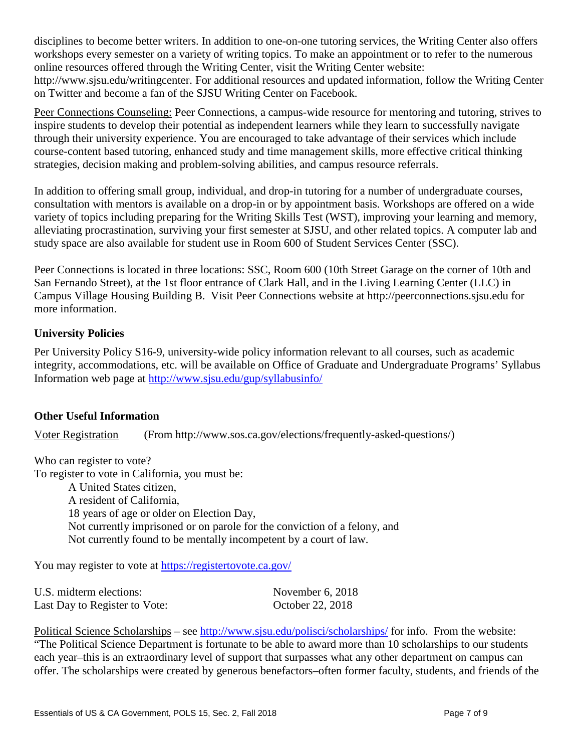disciplines to become better writers. In addition to one-on-one tutoring services, the Writing Center also offers workshops every semester on a variety of writing topics. To make an appointment or to refer to the numerous online resources offered through the Writing Center, visit the Writing Center website: http://www.sjsu.edu/writingcenter. For additional resources and updated information, follow the Writing Center on Twitter and become a fan of the SJSU Writing Center on Facebook.

Peer Connections Counseling: Peer Connections, a campus-wide resource for mentoring and tutoring, strives to inspire students to develop their potential as independent learners while they learn to successfully navigate through their university experience. You are encouraged to take advantage of their services which include course-content based tutoring, enhanced study and time management skills, more effective critical thinking strategies, decision making and problem-solving abilities, and campus resource referrals.

In addition to offering small group, individual, and drop-in tutoring for a number of undergraduate courses, consultation with mentors is available on a drop-in or by appointment basis. Workshops are offered on a wide variety of topics including preparing for the Writing Skills Test (WST), improving your learning and memory, alleviating procrastination, surviving your first semester at SJSU, and other related topics. A computer lab and study space are also available for student use in Room 600 of Student Services Center (SSC).

Peer Connections is located in three locations: SSC, Room 600 (10th Street Garage on the corner of 10th and San Fernando Street), at the 1st floor entrance of Clark Hall, and in the Living Learning Center (LLC) in Campus Village Housing Building B. Visit Peer Connections website at http://peerconnections.sjsu.edu for more information.

## University Policies

Per University Policy S16-9, university-wide policy information relevant to all courses, such as academic integrity, accommodations, etc. will be available on Office of Graduate and Undergraduate Programs' Syllabus Information web page at http://www.sjsu.edu/gup/syllabusinfo/

## Other Useful Information

Voter Registration (From http://www.sos.ca.gov/elections/frequently-asked-questions/)

Who can register to vote?
To register to vote in California, you must be:

- A United States citizen,
- A resident of California,
- 18 years of age or older on Election Day,
- Not currently imprisoned or on parole for the conviction of a felony, and
- Not currently found to be mentally incompetent by a court of law.

You may register to vote at https://registertovote.ca.gov/

| | |
|---|---|
| U.S. midterm elections: | November 6, 2018 |
| Last Day to Register to Vote: | October 22, 2018 |

Political Science Scholarships – see http://www.sjsu.edu/polisci/scholarships/ for info. From the website: "The Political Science Department is fortunate to be able to award more than 10 scholarships to our students each year–this is an extraordinary level of support that surpasses what any other department on campus can offer. The scholarships were created by generous benefactors–often former faculty, students, and friends of the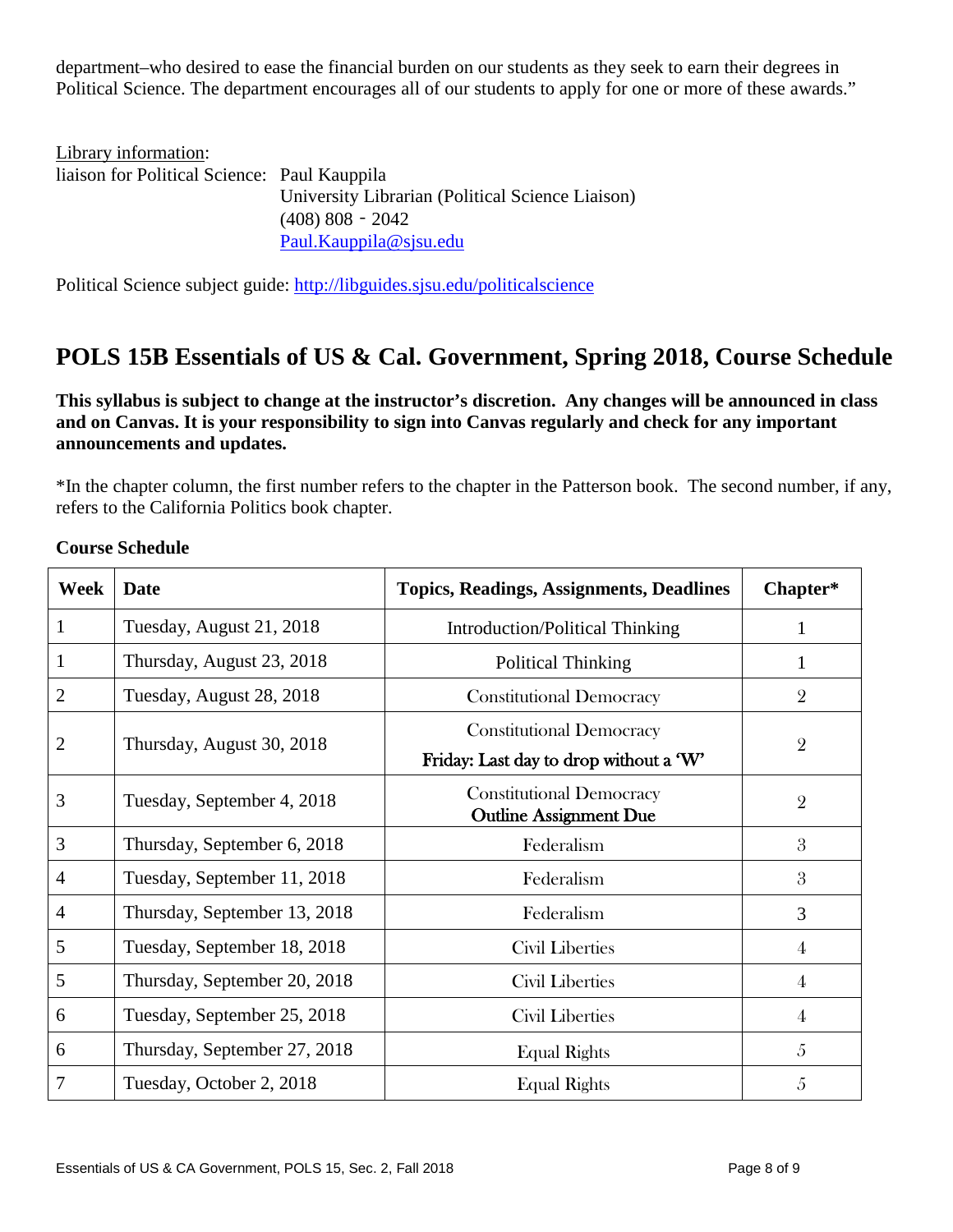department–who desired to ease the financial burden on our students as they seek to earn their degrees in Political Science. The department encourages all of our students to apply for one or more of these awards."

Library information:
liaison for Political Science: Paul Kauppila
University Librarian (Political Science Liaison)
(408) 808 ‑ 2042
Paul.Kauppila@sjsu.edu

Political Science subject guide: http://libguides.sjsu.edu/politicalscience

## POLS 15B Essentials of US & Cal. Government, Spring 2018, Course Schedule

**This syllabus is subject to change at the instructor's discretion. Any changes will be announced in class and on Canvas. It is your responsibility to sign into Canvas regularly and check for any important announcements and updates.**

*In the chapter column, the first number refers to the chapter in the Patterson book. The second number, if any, refers to the California Politics book chapter.

**Course Schedule**

| Week | Date | Topics, Readings, Assignments, Deadlines | Chapter* |
|---|---|---|---|
| 1 | Tuesday, August 21, 2018 | Introduction/Political Thinking | 1 |
| 1 | Thursday, August 23, 2018 | Political Thinking | 1 |
| 2 | Tuesday, August 28, 2018 | Constitutional Democracy | 2 |
| 2 | Thursday, August 30, 2018 | Constitutional Democracy<br>Friday: Last day to drop without a 'W' | 2 |
| 3 | Tuesday, September 4, 2018 | Constitutional Democracy<br>**Outline Assignment Due** | 2 |
| 3 | Thursday, September 6, 2018 | Federalism | 3 |
| 4 | Tuesday, September 11, 2018 | Federalism | 3 |
| 4 | Thursday, September 13, 2018 | Federalism | 3 |
| 5 | Tuesday, September 18, 2018 | Civil Liberties | 4 |
| 5 | Thursday, September 20, 2018 | Civil Liberties | 4 |
| 6 | Tuesday, September 25, 2018 | Civil Liberties | 4 |
| 6 | Thursday, September 27, 2018 | Equal Rights | 5 |
| 7 | Tuesday, October 2, 2018 | Equal Rights | 5 |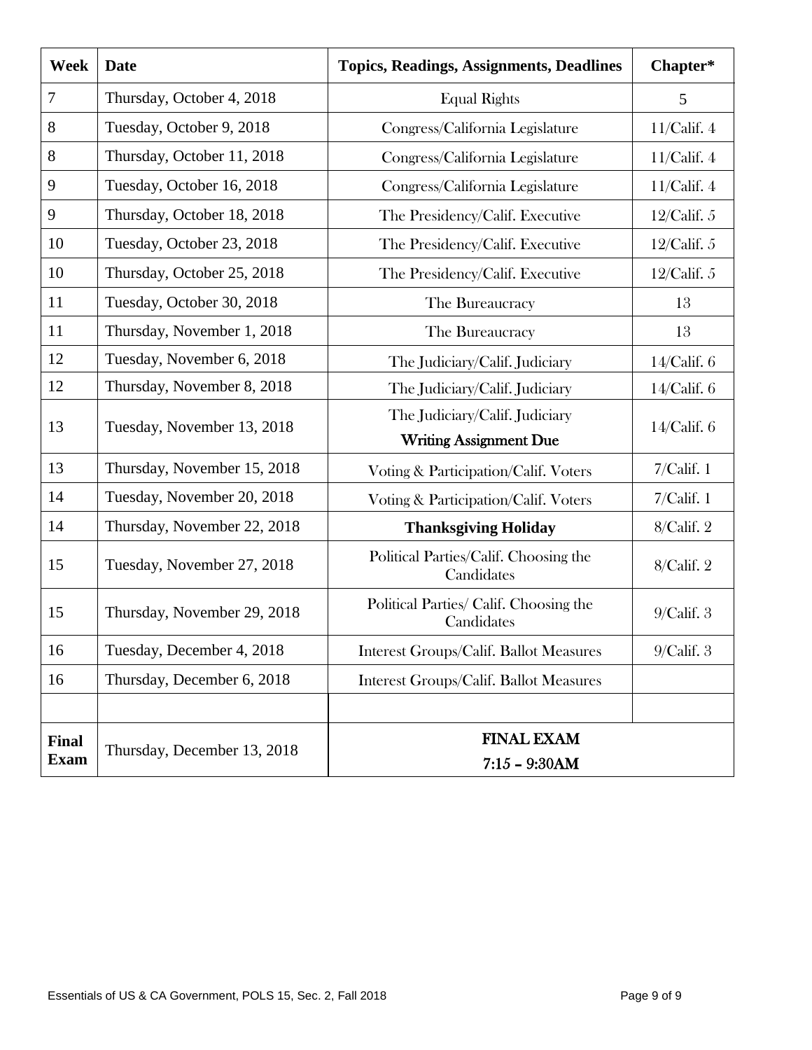| Week | Date | Topics, Readings, Assignments, Deadlines | Chapter* |
|---|---|---|---|
| 7 | Thursday, October 4, 2018 | Equal Rights | 5 |
| 8 | Tuesday, October 9, 2018 | Congress/California Legislature | 11/Calif. 4 |
| 8 | Thursday, October 11, 2018 | Congress/California Legislature | 11/Calif. 4 |
| 9 | Tuesday, October 16, 2018 | Congress/California Legislature | 11/Calif. 4 |
| 9 | Thursday, October 18, 2018 | The Presidency/Calif. Executive | 12/Calif. 5 |
| 10 | Tuesday, October 23, 2018 | The Presidency/Calif. Executive | 12/Calif. 5 |
| 10 | Thursday, October 25, 2018 | The Presidency/Calif. Executive | 12/Calif. 5 |
| 11 | Tuesday, October 30, 2018 | The Bureaucracy | 13 |
| 11 | Thursday, November 1, 2018 | The Bureaucracy | 13 |
| 12 | Tuesday, November 6, 2018 | The Judiciary/Calif. Judiciary | 14/Calif. 6 |
| 12 | Thursday, November 8, 2018 | The Judiciary/Calif. Judiciary | 14/Calif. 6 |
| 13 | Tuesday, November 13, 2018 | The Judiciary/Calif. Judiciary<br>**Writing Assignment Due** | 14/Calif. 6 |
| 13 | Thursday, November 15, 2018 | Voting & Participation/Calif. Voters | 7/Calif. 1 |
| 14 | Tuesday, November 20, 2018 | Voting & Participation/Calif. Voters | 7/Calif. 1 |
| 14 | Thursday, November 22, 2018 | **Thanksgiving Holiday** | 8/Calif. 2 |
| 15 | Tuesday, November 27, 2018 | Political Parties/Calif. Choosing the Candidates | 8/Calif. 2 |
| 15 | Thursday, November 29, 2018 | Political Parties/ Calif. Choosing the Candidates | 9/Calif. 3 |
| 16 | Tuesday, December 4, 2018 | Interest Groups/Calif. Ballot Measures | 9/Calif. 3 |
| 16 | Thursday, December 6, 2018 | Interest Groups/Calif. Ballot Measures | |
| | | | |
| **Final Exam** | Thursday, December 13, 2018 | **FINAL EXAM**<br>**7:15 – 9:30AM** | |